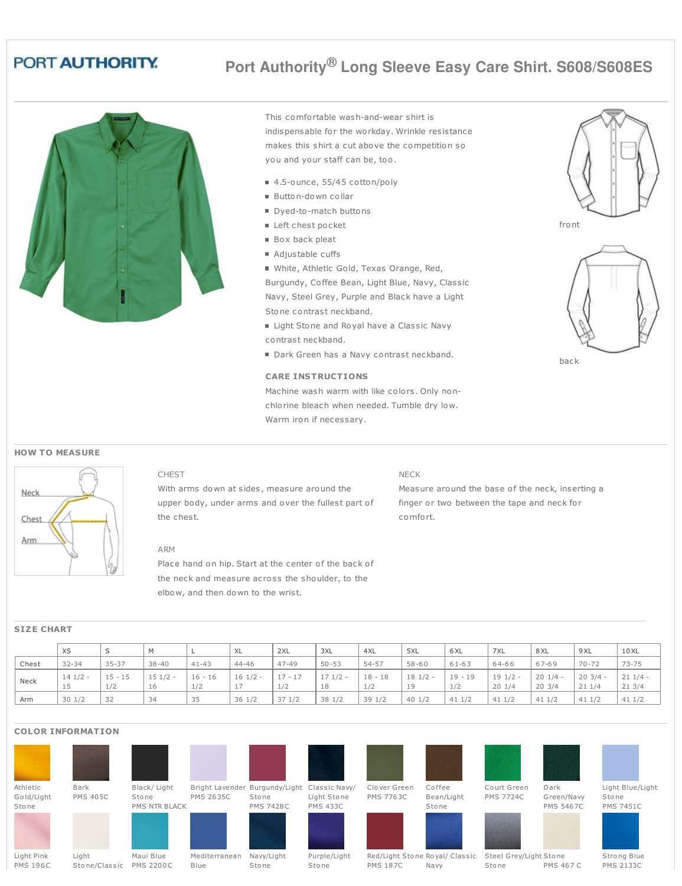PORT AUTHORITY

# Port Authority® Long Sleeve Easy Care Shirt. S608/S608ES

This comfortable wash-and-wear shirt is indispensable for the workday. Wrinkle resistance makes this shirt a cut above the competition so you and your staff can be, too.

- 4.5-ounce, 55/45 cotton/poly
- Button-down collar
- Dyed-to-match buttons
- Left chest pocket
- Box back pleat
- Adjustable cuffs
- White, Athletic Gold, Texas Orange, Red, Burgundy, Coffee Bean, Light Blue, Navy, Classic Navy, Steel Grey, Purple and Black have a Light Stone contrast neckband.
- Light Stone and Royal have a Classic Navy contrast neckband.
- Dark Green has a Navy contrast neckband.

front

back

### CARE INSTRUCTIONS

Machine wash warm with like colors. Only non-chlorine bleach when needed. Tumble dry low. Warm iron if necessary.

## HOW TO MEASURE

Neck

Chest

Arm

**CHEST**

With arms down at sides, measure around the upper body, under arms and over the fullest part of the chest.

**ARM**

Place hand on hip. Start at the center of the back of the neck and measure across the shoulder, to the elbow, and then down to the wrist.

**NECK**

Measure around the base of the neck, inserting a finger or two between the tape and neck for comfort.

## SIZE CHART

| | XS | S | M | L | XL | 2XL | 3XL | 4XL | 5XL | 6XL | 7XL | 8XL | 9XL | 10XL |
|---|---|---|---|---|---|---|---|---|---|---|---|---|---|---|
| Chest | 32-34 | 35-37 | 38-40 | 41-43 | 44-46 | 47-49 | 50-53 | 54-57 | 58-60 | 61-63 | 64-66 | 67-69 | 70-72 | 73-75 |
| Neck | 14 1/2 - 15 | 15 - 15 1/2 | 15 1/2 - 16 | 16 - 16 1/2 | 16 1/2 - 17 | 17 - 17 1/2 | 17 1/2 - 18 | 18 - 18 1/2 | 18 1/2 - 19 | 19 - 19 1/2 | 19 1/2 - 20 1/4 | 20 1/4 - 20 3/4 | 20 3/4 - 21 1/4 | 21 1/4 - 21 3/4 |
| Arm | 30 1/2 | 32 | 34 | 35 | 36 1/2 | 37 1/2 | 38 1/2 | 39 1/2 | 40 1/2 | 41 1/2 | 41 1/2 | 41 1/2 | 41 1/2 | 41 1/2 |

## COLOR INFORMATION

- Athletic Gold/Light Stone
- Bark PMS 405C
- Black/ Light Stone PMS NTR BLACK
- Bright Lavender PMS 2635C
- Burgundy/Light Stone PMS 7428C
- Classic Navy/ Light Stone PMS 433C
- Clover Green PMS 7763C
- Coffee Bean/Light Stone
- Court Green PMS 7724C
- Dark Green/Navy PMS 5467C
- Light Blue/Light Stone PMS 7451C
- Light Pink PMS 196C
- Light Stone/Classic
- Maui Blue PMS 2200C
- Mediterranean Blue
- Navy/Light Stone
- Purple/Light Stone
- Red/Light Stone PMS 187C
- Royal/ Classic Navy
- Steel Grey/Light Stone
- Stone PMS 467 C
- Strong Blue PMS 2133C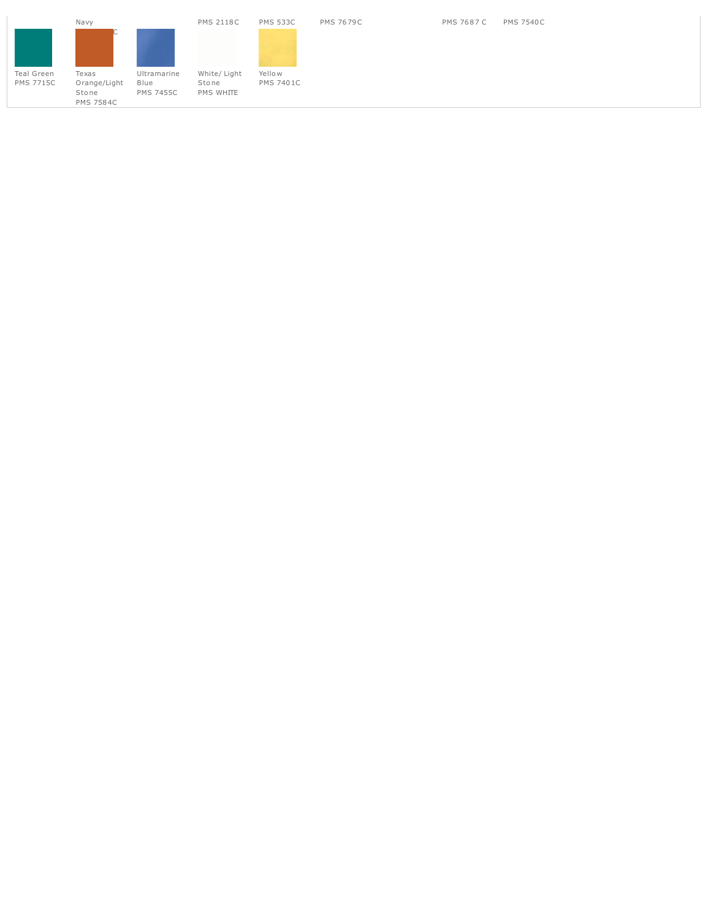| Navy | | PMS 2118C | PMS 533C | PMS 7679C | PMS 7687 C | PMS 7540C |
| --- | --- | --- | --- | --- | --- | --- |

| | | | | |
| --- | --- | --- | --- | --- |
| Teal Green PMS 7715C | Texas Orange/Light Stone PMS 7584C | Ultramarine Blue PMS 7455C | White/ Light Stone PMS WHITE | Yellow PMS 7401C |